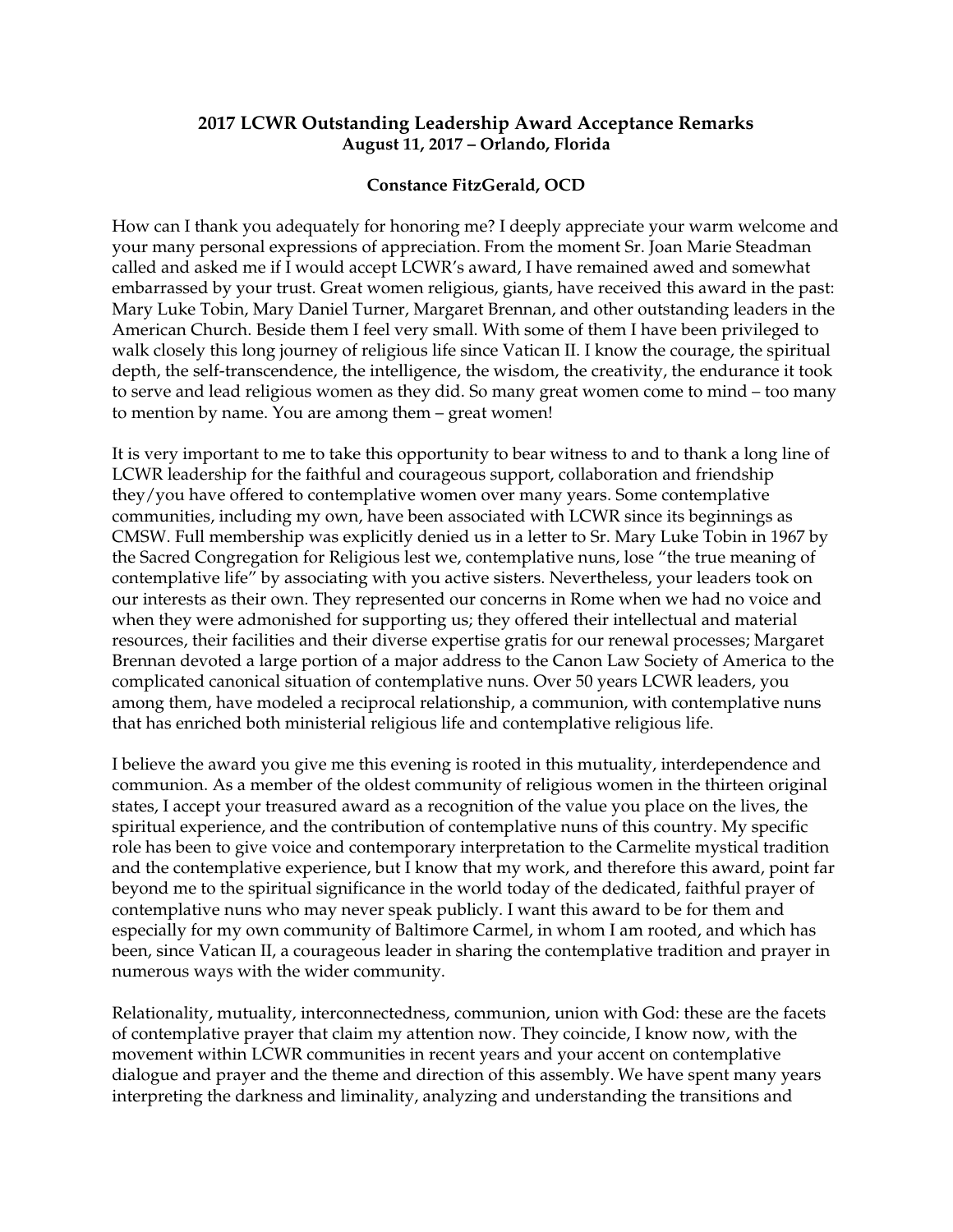# 2017 LCWR Outstanding Leadership Award Acceptance Remarks

**August 11, 2017 – Orlando, Florida**

**Constance FitzGerald, OCD**

How can I thank you adequately for honoring me? I deeply appreciate your warm welcome and your many personal expressions of appreciation. From the moment Sr. Joan Marie Steadman called and asked me if I would accept LCWR's award, I have remained awed and somewhat embarrassed by your trust. Great women religious, giants, have received this award in the past: Mary Luke Tobin, Mary Daniel Turner, Margaret Brennan, and other outstanding leaders in the American Church. Beside them I feel very small. With some of them I have been privileged to walk closely this long journey of religious life since Vatican II. I know the courage, the spiritual depth, the self-transcendence, the intelligence, the wisdom, the creativity, the endurance it took to serve and lead religious women as they did. So many great women come to mind – too many to mention by name. You are among them – great women!

It is very important to me to take this opportunity to bear witness to and to thank a long line of LCWR leadership for the faithful and courageous support, collaboration and friendship they/you have offered to contemplative women over many years. Some contemplative communities, including my own, have been associated with LCWR since its beginnings as CMSW. Full membership was explicitly denied us in a letter to Sr. Mary Luke Tobin in 1967 by the Sacred Congregation for Religious lest we, contemplative nuns, lose "the true meaning of contemplative life" by associating with you active sisters. Nevertheless, your leaders took on our interests as their own. They represented our concerns in Rome when we had no voice and when they were admonished for supporting us; they offered their intellectual and material resources, their facilities and their diverse expertise gratis for our renewal processes; Margaret Brennan devoted a large portion of a major address to the Canon Law Society of America to the complicated canonical situation of contemplative nuns. Over 50 years LCWR leaders, you among them, have modeled a reciprocal relationship, a communion, with contemplative nuns that has enriched both ministerial religious life and contemplative religious life.

I believe the award you give me this evening is rooted in this mutuality, interdependence and communion. As a member of the oldest community of religious women in the thirteen original states, I accept your treasured award as a recognition of the value you place on the lives, the spiritual experience, and the contribution of contemplative nuns of this country. My specific role has been to give voice and contemporary interpretation to the Carmelite mystical tradition and the contemplative experience, but I know that my work, and therefore this award, point far beyond me to the spiritual significance in the world today of the dedicated, faithful prayer of contemplative nuns who may never speak publicly. I want this award to be for them and especially for my own community of Baltimore Carmel, in whom I am rooted, and which has been, since Vatican II, a courageous leader in sharing the contemplative tradition and prayer in numerous ways with the wider community.

Relationality, mutuality, interconnectedness, communion, union with God: these are the facets of contemplative prayer that claim my attention now. They coincide, I know now, with the movement within LCWR communities in recent years and your accent on contemplative dialogue and prayer and the theme and direction of this assembly. We have spent many years interpreting the darkness and liminality, analyzing and understanding the transitions and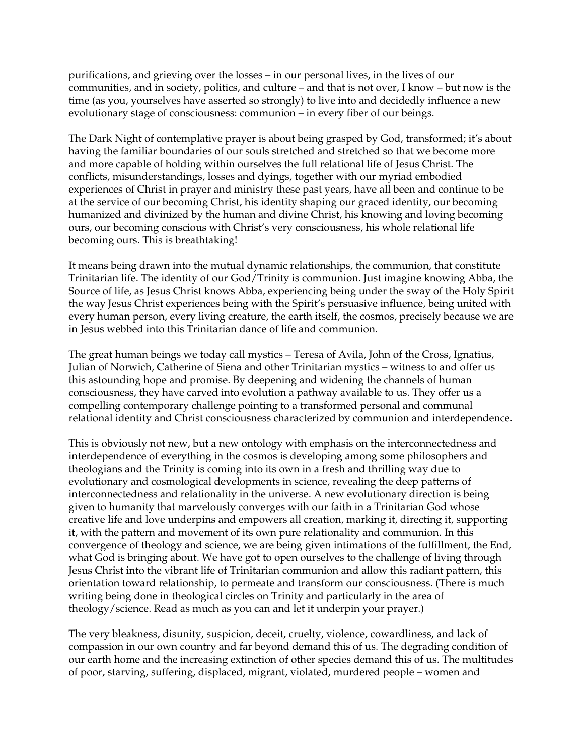purifications, and grieving over the losses – in our personal lives, in the lives of our communities, and in society, politics, and culture – and that is not over, I know – but now is the time (as you, yourselves have asserted so strongly) to live into and decidedly influence a new evolutionary stage of consciousness: communion – in every fiber of our beings.

The Dark Night of contemplative prayer is about being grasped by God, transformed; it's about having the familiar boundaries of our souls stretched and stretched so that we become more and more capable of holding within ourselves the full relational life of Jesus Christ. The conflicts, misunderstandings, losses and dyings, together with our myriad embodied experiences of Christ in prayer and ministry these past years, have all been and continue to be at the service of our becoming Christ, his identity shaping our graced identity, our becoming humanized and divinized by the human and divine Christ, his knowing and loving becoming ours, our becoming conscious with Christ's very consciousness, his whole relational life becoming ours. This is breathtaking!

It means being drawn into the mutual dynamic relationships, the communion, that constitute Trinitarian life. The identity of our God/Trinity is communion. Just imagine knowing Abba, the Source of life, as Jesus Christ knows Abba, experiencing being under the sway of the Holy Spirit the way Jesus Christ experiences being with the Spirit's persuasive influence, being united with every human person, every living creature, the earth itself, the cosmos, precisely because we are in Jesus webbed into this Trinitarian dance of life and communion.

The great human beings we today call mystics – Teresa of Avila, John of the Cross, Ignatius, Julian of Norwich, Catherine of Siena and other Trinitarian mystics – witness to and offer us this astounding hope and promise. By deepening and widening the channels of human consciousness, they have carved into evolution a pathway available to us. They offer us a compelling contemporary challenge pointing to a transformed personal and communal relational identity and Christ consciousness characterized by communion and interdependence.

This is obviously not new, but a new ontology with emphasis on the interconnectedness and interdependence of everything in the cosmos is developing among some philosophers and theologians and the Trinity is coming into its own in a fresh and thrilling way due to evolutionary and cosmological developments in science, revealing the deep patterns of interconnectedness and relationality in the universe. A new evolutionary direction is being given to humanity that marvelously converges with our faith in a Trinitarian God whose creative life and love underpins and empowers all creation, marking it, directing it, supporting it, with the pattern and movement of its own pure relationality and communion. In this convergence of theology and science, we are being given intimations of the fulfillment, the End, what God is bringing about. We have got to open ourselves to the challenge of living through Jesus Christ into the vibrant life of Trinitarian communion and allow this radiant pattern, this orientation toward relationship, to permeate and transform our consciousness. (There is much writing being done in theological circles on Trinity and particularly in the area of theology/science. Read as much as you can and let it underpin your prayer.)

The very bleakness, disunity, suspicion, deceit, cruelty, violence, cowardliness, and lack of compassion in our own country and far beyond demand this of us. The degrading condition of our earth home and the increasing extinction of other species demand this of us. The multitudes of poor, starving, suffering, displaced, migrant, violated, murdered people – women and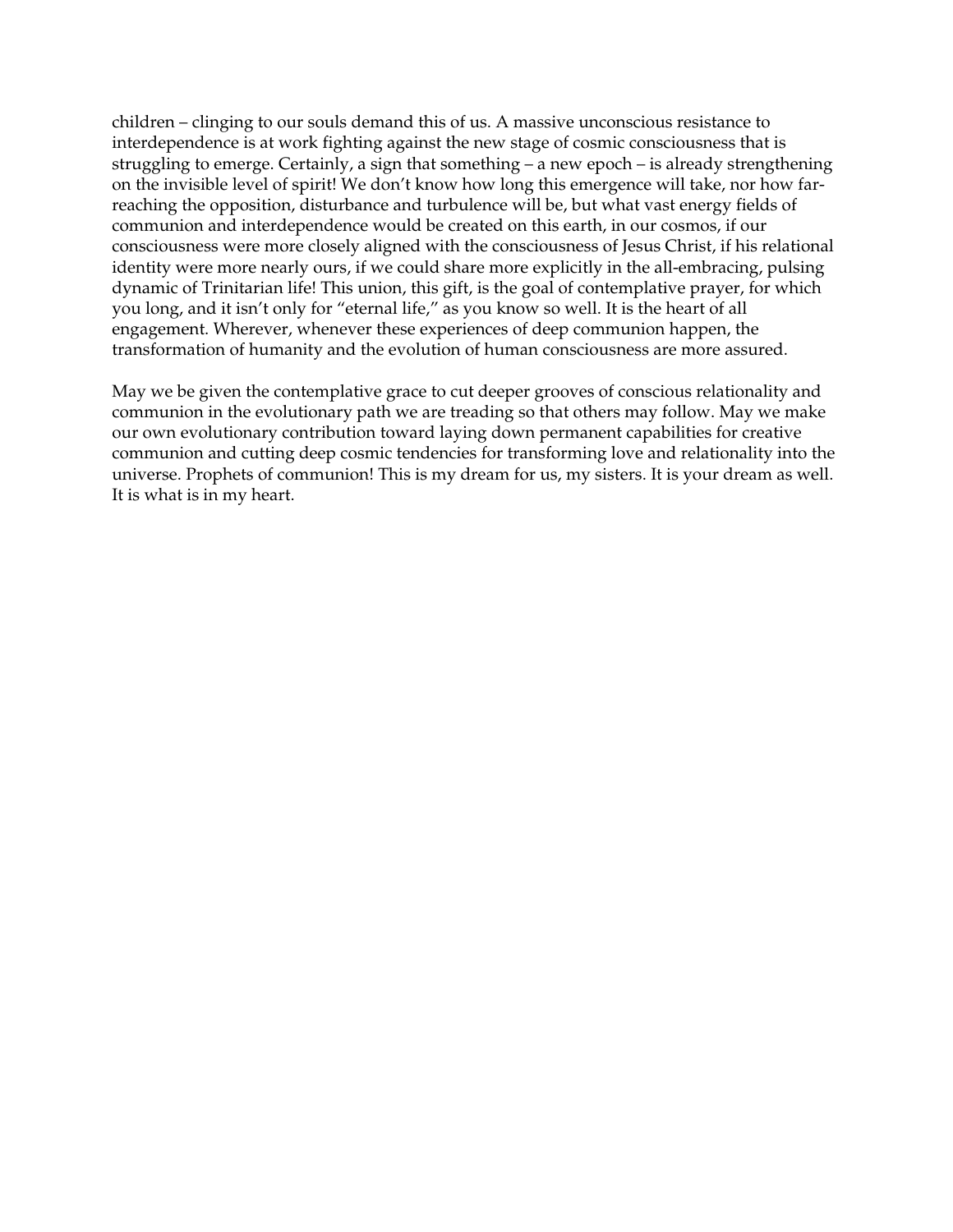children – clinging to our souls demand this of us. A massive unconscious resistance to interdependence is at work fighting against the new stage of cosmic consciousness that is struggling to emerge. Certainly, a sign that something – a new epoch – is already strengthening on the invisible level of spirit! We don't know how long this emergence will take, nor how far-reaching the opposition, disturbance and turbulence will be, but what vast energy fields of communion and interdependence would be created on this earth, in our cosmos, if our consciousness were more closely aligned with the consciousness of Jesus Christ, if his relational identity were more nearly ours, if we could share more explicitly in the all-embracing, pulsing dynamic of Trinitarian life! This union, this gift, is the goal of contemplative prayer, for which you long, and it isn't only for "eternal life," as you know so well. It is the heart of all engagement. Wherever, whenever these experiences of deep communion happen, the transformation of humanity and the evolution of human consciousness are more assured.

May we be given the contemplative grace to cut deeper grooves of conscious relationality and communion in the evolutionary path we are treading so that others may follow. May we make our own evolutionary contribution toward laying down permanent capabilities for creative communion and cutting deep cosmic tendencies for transforming love and relationality into the universe. Prophets of communion! This is my dream for us, my sisters. It is your dream as well. It is what is in my heart.